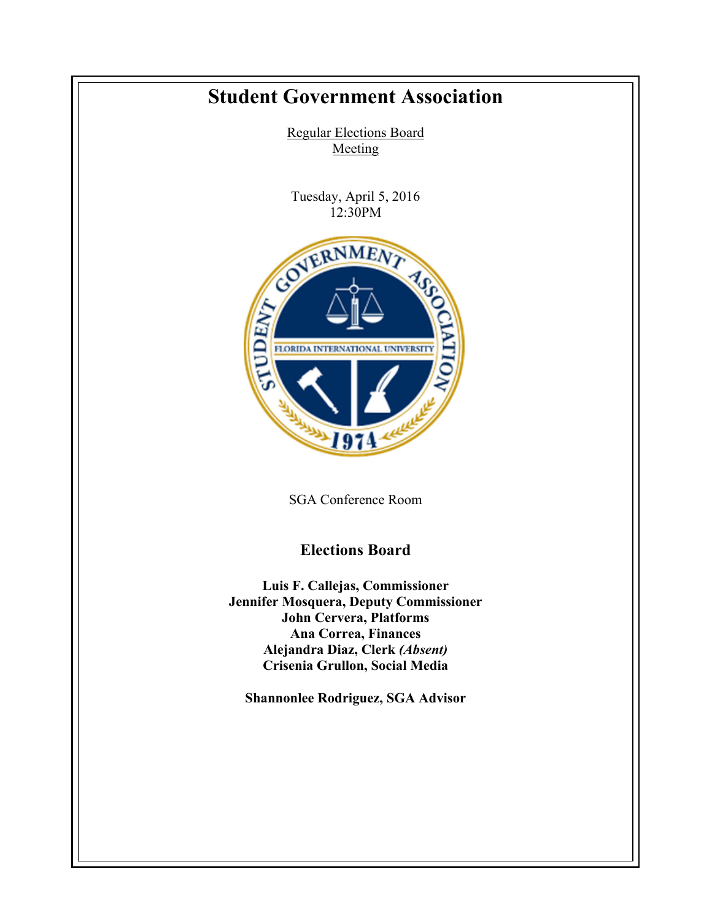# Student Government Association

Regular Elections Board Meeting

Tuesday, April 5, 2016
12:30PM

SGA Conference Room

## Elections Board

**Luis F. Callejas, Commissioner**
**Jennifer Mosquera, Deputy Commissioner**
**John Cervera, Platforms**
**Ana Correa, Finances**
**Alejandra Diaz, Clerk *(Absent)***
**Crisenia Grullon, Social Media**

**Shannonlee Rodriguez, SGA Advisor**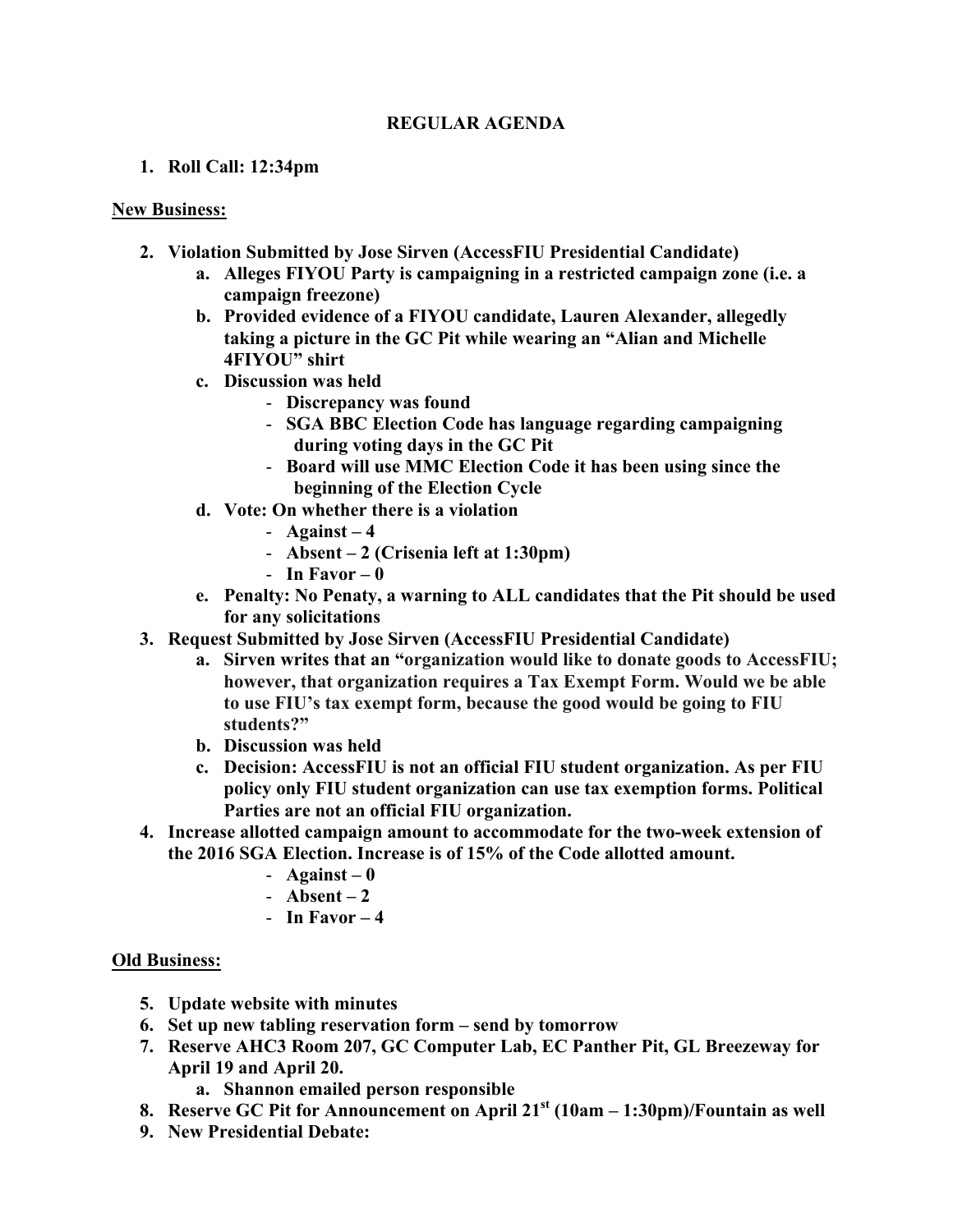**REGULAR AGENDA**

1. **Roll Call: 12:34pm**

**New Business:**

2. **Violation Submitted by Jose Sirven (AccessFIU Presidential Candidate)**
   a. **Alleges FIYOU Party is campaigning in a restricted campaign zone (i.e. a campaign freezone)**
   b. **Provided evidence of a FIYOU candidate, Lauren Alexander, allegedly taking a picture in the GC Pit while wearing an "Alian and Michelle 4FIYOU" shirt**
   c. **Discussion was held**
      - **Discrepancy was found**
      - **SGA BBC Election Code has language regarding campaigning during voting days in the GC Pit**
      - **Board will use MMC Election Code it has been using since the beginning of the Election Cycle**
   d. **Vote: On whether there is a violation**
      - **Against – 4**
      - **Absent – 2 (Crisenia left at 1:30pm)**
      - **In Favor – 0**
   e. **Penalty: No Penaty, a warning to ALL candidates that the Pit should be used for any solicitations**
3. **Request Submitted by Jose Sirven (AccessFIU Presidential Candidate)**
   a. **Sirven writes that an "organization would like to donate goods to AccessFIU; however, that organization requires a Tax Exempt Form. Would we be able to use FIU's tax exempt form, because the good would be going to FIU students?"**
   b. **Discussion was held**
   c. **Decision: AccessFIU is not an official FIU student organization. As per FIU policy only FIU student organization can use tax exemption forms. Political Parties are not an official FIU organization.**
4. **Increase allotted campaign amount to accommodate for the two-week extension of the 2016 SGA Election. Increase is of 15% of the Code allotted amount.**
   - **Against – 0**
   - **Absent – 2**
   - **In Favor – 4**

**Old Business:**

5. **Update website with minutes**
6. **Set up new tabling reservation form – send by tomorrow**
7. **Reserve AHC3 Room 207, GC Computer Lab, EC Panther Pit, GL Breezeway for April 19 and April 20.**
   a. **Shannon emailed person responsible**
8. **Reserve GC Pit for Announcement on April 21st (10am – 1:30pm)/Fountain as well**
9. **New Presidential Debate:**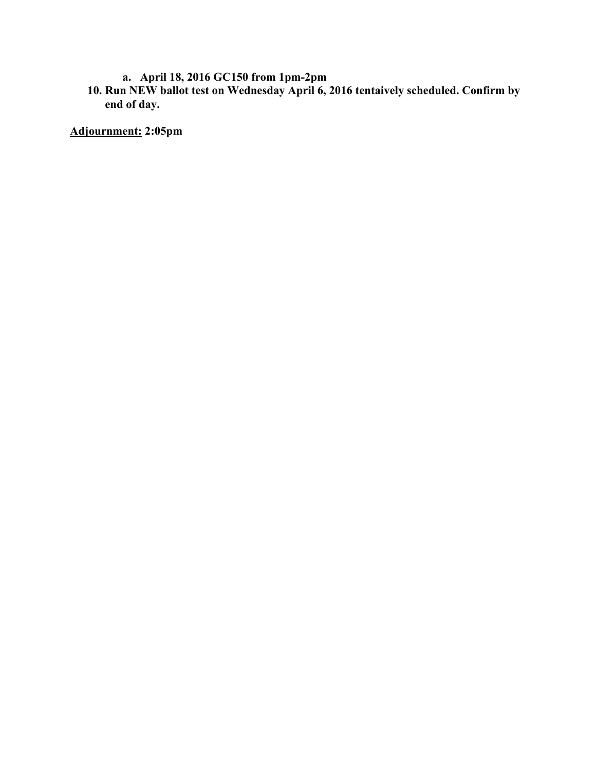a. **April 18, 2016 GC150 from 1pm-2pm**

10. **Run NEW ballot test on Wednesday April 6, 2016 tentaively scheduled. Confirm by end of day.**

**<u>Adjournment:</u> 2:05pm**